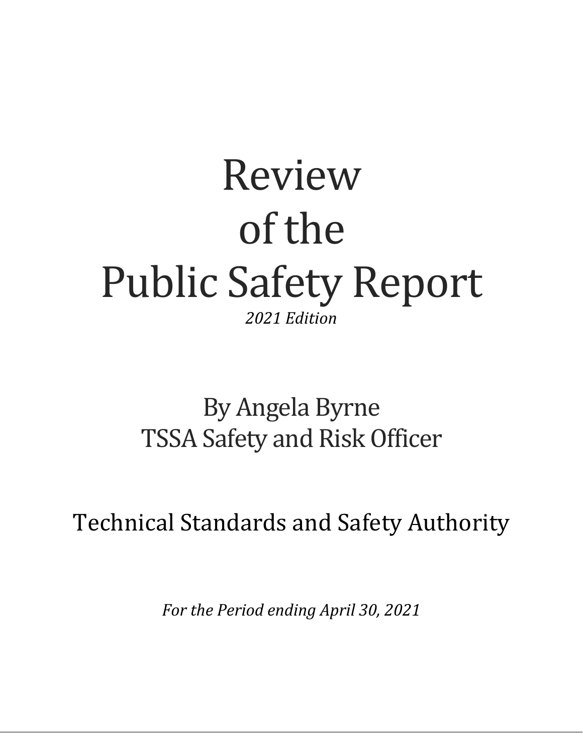# Review of the Public Safety Report

*2021 Edition*

By Angela Byrne
TSSA Safety and Risk Officer

Technical Standards and Safety Authority

*For the Period ending April 30, 2021*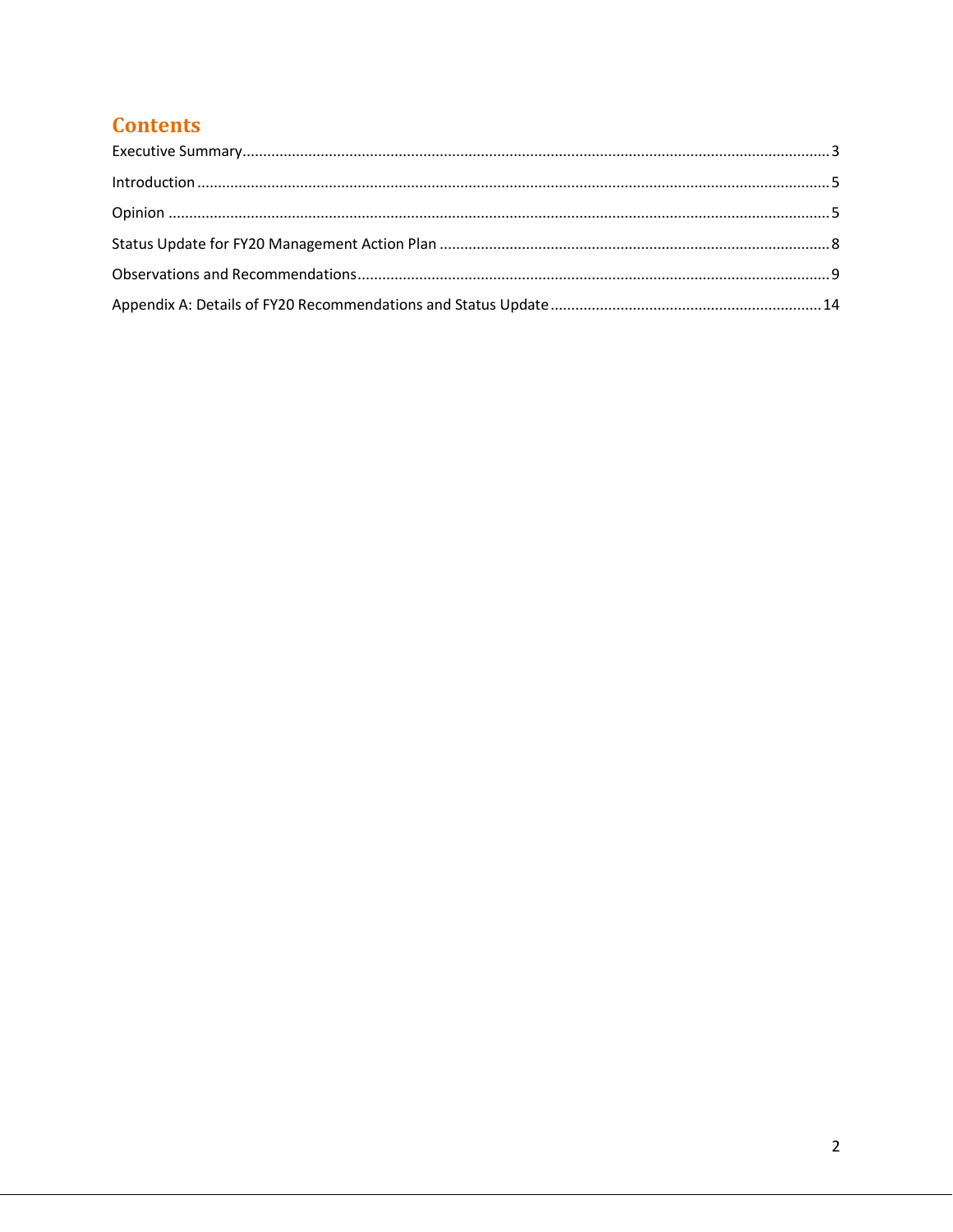# Contents

Executive Summary ..... 3

Introduction ..... 5

Opinion ..... 5

Status Update for FY20 Management Action Plan ..... 8

Observations and Recommendations ..... 9

Appendix A: Details of FY20 Recommendations and Status Update ..... 14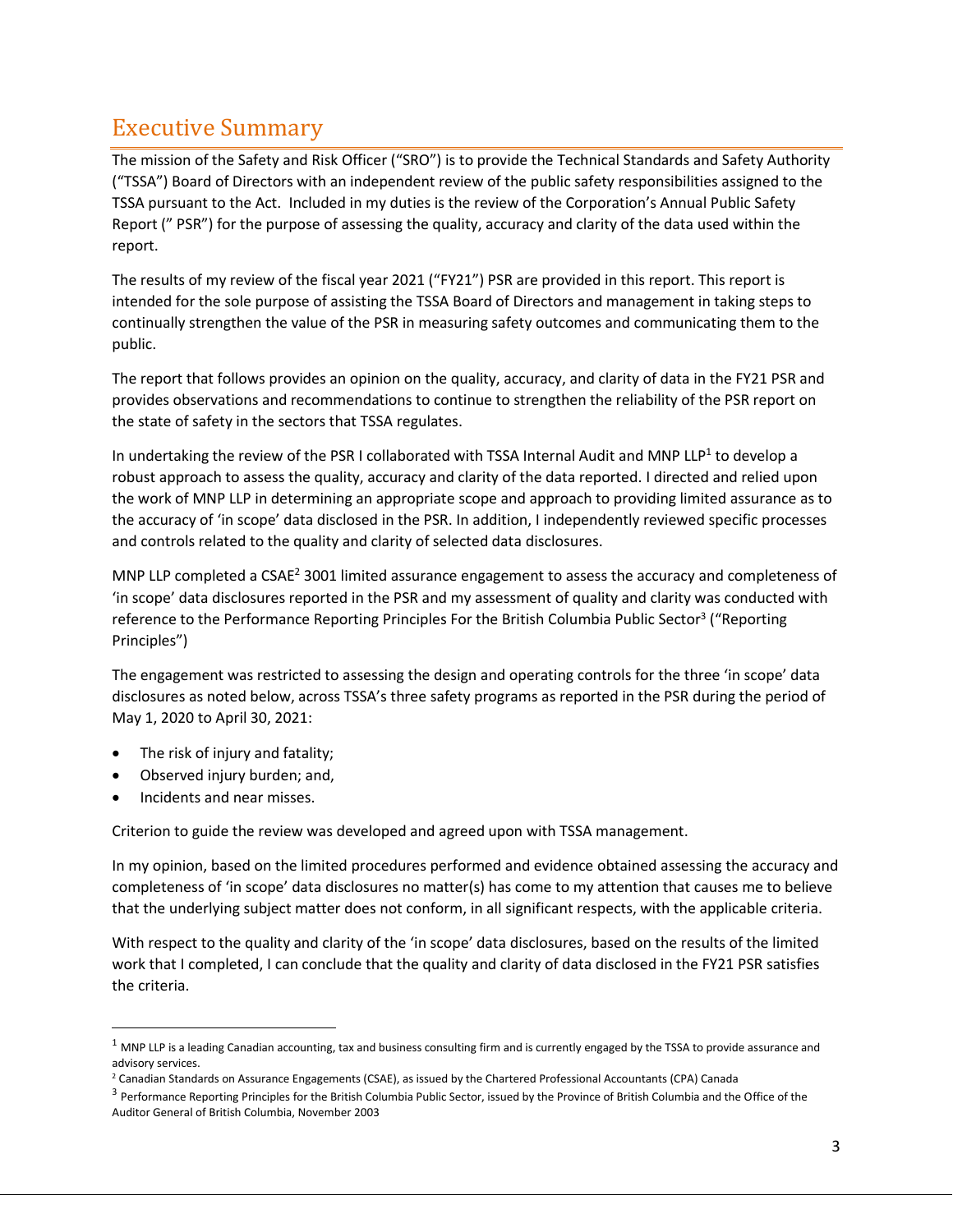# Executive Summary

The mission of the Safety and Risk Officer ("SRO") is to provide the Technical Standards and Safety Authority ("TSSA") Board of Directors with an independent review of the public safety responsibilities assigned to the TSSA pursuant to the Act. Included in my duties is the review of the Corporation's Annual Public Safety Report (" PSR") for the purpose of assessing the quality, accuracy and clarity of the data used within the report.

The results of my review of the fiscal year 2021 ("FY21") PSR are provided in this report. This report is intended for the sole purpose of assisting the TSSA Board of Directors and management in taking steps to continually strengthen the value of the PSR in measuring safety outcomes and communicating them to the public.

The report that follows provides an opinion on the quality, accuracy, and clarity of data in the FY21 PSR and provides observations and recommendations to continue to strengthen the reliability of the PSR report on the state of safety in the sectors that TSSA regulates.

In undertaking the review of the PSR I collaborated with TSSA Internal Audit and MNP LLP[1] to develop a robust approach to assess the quality, accuracy and clarity of the data reported. I directed and relied upon the work of MNP LLP in determining an appropriate scope and approach to providing limited assurance as to the accuracy of 'in scope' data disclosed in the PSR. In addition, I independently reviewed specific processes and controls related to the quality and clarity of selected data disclosures.

MNP LLP completed a CSAE[2] 3001 limited assurance engagement to assess the accuracy and completeness of 'in scope' data disclosures reported in the PSR and my assessment of quality and clarity was conducted with reference to the Performance Reporting Principles For the British Columbia Public Sector[3] ("Reporting Principles")

The engagement was restricted to assessing the design and operating controls for the three 'in scope' data disclosures as noted below, across TSSA's three safety programs as reported in the PSR during the period of May 1, 2020 to April 30, 2021:

- The risk of injury and fatality;
- Observed injury burden; and,
- Incidents and near misses.

Criterion to guide the review was developed and agreed upon with TSSA management.

In my opinion, based on the limited procedures performed and evidence obtained assessing the accuracy and completeness of 'in scope' data disclosures no matter(s) has come to my attention that causes me to believe that the underlying subject matter does not conform, in all significant respects, with the applicable criteria.

With respect to the quality and clarity of the 'in scope' data disclosures, based on the results of the limited work that I completed, I can conclude that the quality and clarity of data disclosed in the FY21 PSR satisfies the criteria.

---

[1] MNP LLP is a leading Canadian accounting, tax and business consulting firm and is currently engaged by the TSSA to provide assurance and advisory services.

[2] Canadian Standards on Assurance Engagements (CSAE), as issued by the Chartered Professional Accountants (CPA) Canada

[3] Performance Reporting Principles for the British Columbia Public Sector, issued by the Province of British Columbia and the Office of the Auditor General of British Columbia, November 2003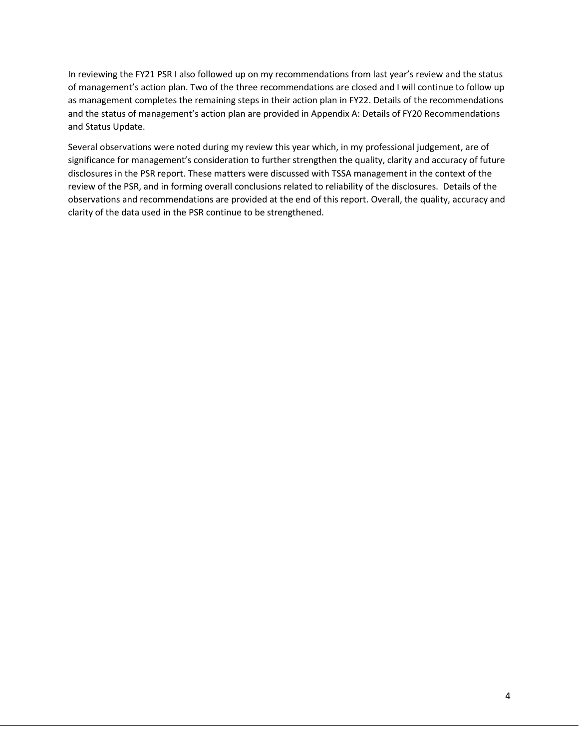In reviewing the FY21 PSR I also followed up on my recommendations from last year's review and the status of management's action plan. Two of the three recommendations are closed and I will continue to follow up as management completes the remaining steps in their action plan in FY22. Details of the recommendations and the status of management's action plan are provided in Appendix A: Details of FY20 Recommendations and Status Update.

Several observations were noted during my review this year which, in my professional judgement, are of significance for management's consideration to further strengthen the quality, clarity and accuracy of future disclosures in the PSR report. These matters were discussed with TSSA management in the context of the review of the PSR, and in forming overall conclusions related to reliability of the disclosures. Details of the observations and recommendations are provided at the end of this report. Overall, the quality, accuracy and clarity of the data used in the PSR continue to be strengthened.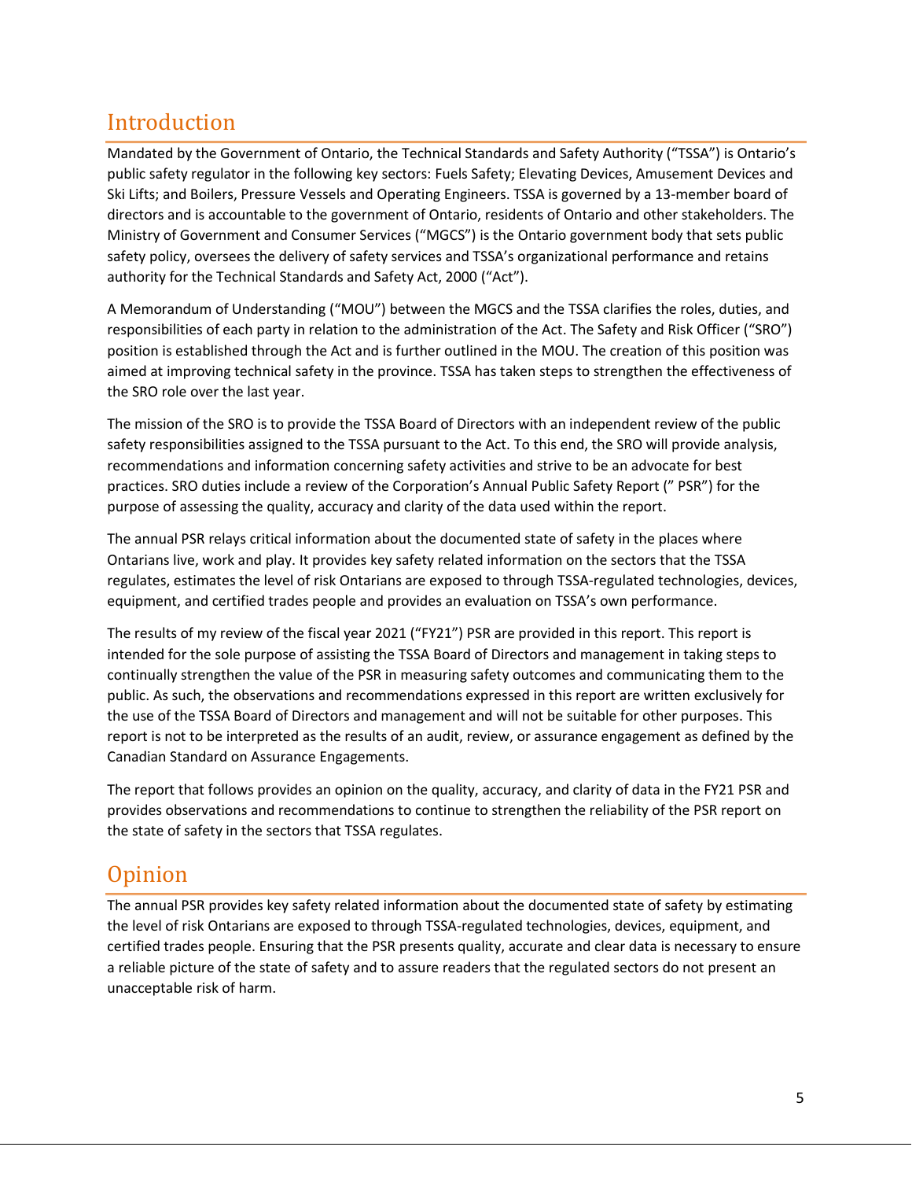## Introduction

Mandated by the Government of Ontario, the Technical Standards and Safety Authority ("TSSA") is Ontario's public safety regulator in the following key sectors: Fuels Safety; Elevating Devices, Amusement Devices and Ski Lifts; and Boilers, Pressure Vessels and Operating Engineers. TSSA is governed by a 13-member board of directors and is accountable to the government of Ontario, residents of Ontario and other stakeholders. The Ministry of Government and Consumer Services ("MGCS") is the Ontario government body that sets public safety policy, oversees the delivery of safety services and TSSA's organizational performance and retains authority for the Technical Standards and Safety Act, 2000 ("Act").

A Memorandum of Understanding ("MOU") between the MGCS and the TSSA clarifies the roles, duties, and responsibilities of each party in relation to the administration of the Act. The Safety and Risk Officer ("SRO") position is established through the Act and is further outlined in the MOU. The creation of this position was aimed at improving technical safety in the province. TSSA has taken steps to strengthen the effectiveness of the SRO role over the last year.

The mission of the SRO is to provide the TSSA Board of Directors with an independent review of the public safety responsibilities assigned to the TSSA pursuant to the Act. To this end, the SRO will provide analysis, recommendations and information concerning safety activities and strive to be an advocate for best practices. SRO duties include a review of the Corporation's Annual Public Safety Report (" PSR") for the purpose of assessing the quality, accuracy and clarity of the data used within the report.

The annual PSR relays critical information about the documented state of safety in the places where Ontarians live, work and play. It provides key safety related information on the sectors that the TSSA regulates, estimates the level of risk Ontarians are exposed to through TSSA-regulated technologies, devices, equipment, and certified trades people and provides an evaluation on TSSA's own performance.

The results of my review of the fiscal year 2021 ("FY21") PSR are provided in this report. This report is intended for the sole purpose of assisting the TSSA Board of Directors and management in taking steps to continually strengthen the value of the PSR in measuring safety outcomes and communicating them to the public. As such, the observations and recommendations expressed in this report are written exclusively for the use of the TSSA Board of Directors and management and will not be suitable for other purposes. This report is not to be interpreted as the results of an audit, review, or assurance engagement as defined by the Canadian Standard on Assurance Engagements.

The report that follows provides an opinion on the quality, accuracy, and clarity of data in the FY21 PSR and provides observations and recommendations to continue to strengthen the reliability of the PSR report on the state of safety in the sectors that TSSA regulates.

## Opinion

The annual PSR provides key safety related information about the documented state of safety by estimating the level of risk Ontarians are exposed to through TSSA-regulated technologies, devices, equipment, and certified trades people. Ensuring that the PSR presents quality, accurate and clear data is necessary to ensure a reliable picture of the state of safety and to assure readers that the regulated sectors do not present an unacceptable risk of harm.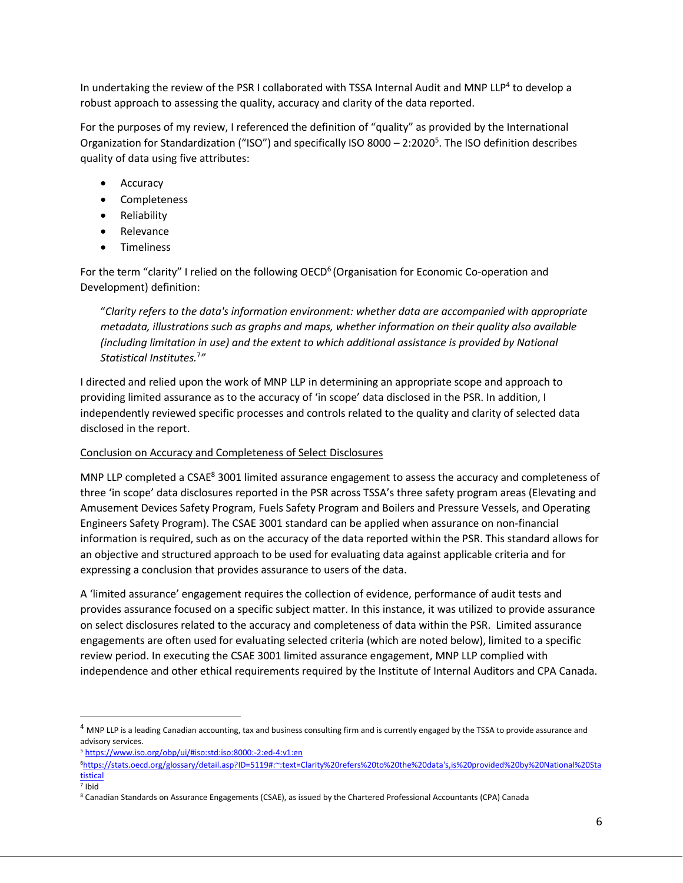In undertaking the review of the PSR I collaborated with TSSA Internal Audit and MNP LLP[4] to develop a robust approach to assessing the quality, accuracy and clarity of the data reported.

For the purposes of my review, I referenced the definition of "quality" as provided by the International Organization for Standardization ("ISO") and specifically ISO 8000 – 2:2020[5]. The ISO definition describes quality of data using five attributes:

- Accuracy
- Completeness
- Reliability
- Relevance
- Timeliness

For the term "clarity" I relied on the following OECD[6] (Organisation for Economic Co-operation and Development) definition:

> "*Clarity refers to the data's information environment: whether data are accompanied with appropriate metadata, illustrations such as graphs and maps, whether information on their quality also available (including limitation in use) and the extent to which additional assistance is provided by National Statistical Institutes.*[7]"

I directed and relied upon the work of MNP LLP in determining an appropriate scope and approach to providing limited assurance as to the accuracy of 'in scope' data disclosed in the PSR. In addition, I independently reviewed specific processes and controls related to the quality and clarity of selected data disclosed in the report.

Conclusion on Accuracy and Completeness of Select Disclosures

MNP LLP completed a CSAE[8] 3001 limited assurance engagement to assess the accuracy and completeness of three 'in scope' data disclosures reported in the PSR across TSSA's three safety program areas (Elevating and Amusement Devices Safety Program, Fuels Safety Program and Boilers and Pressure Vessels, and Operating Engineers Safety Program). The CSAE 3001 standard can be applied when assurance on non-financial information is required, such as on the accuracy of the data reported within the PSR. This standard allows for an objective and structured approach to be used for evaluating data against applicable criteria and for expressing a conclusion that provides assurance to users of the data.

A 'limited assurance' engagement requires the collection of evidence, performance of audit tests and provides assurance focused on a specific subject matter. In this instance, it was utilized to provide assurance on select disclosures related to the accuracy and completeness of data within the PSR. Limited assurance engagements are often used for evaluating selected criteria (which are noted below), limited to a specific review period. In executing the CSAE 3001 limited assurance engagement, MNP LLP complied with independence and other ethical requirements required by the Institute of Internal Auditors and CPA Canada.

---

[4] MNP LLP is a leading Canadian accounting, tax and business consulting firm and is currently engaged by the TSSA to provide assurance and advisory services.

[5] https://www.iso.org/obp/ui/#iso:std:iso:8000:-2:ed-4:v1:en

[6] https://stats.oecd.org/glossary/detail.asp?ID=5119#:~:text=Clarity%20refers%20to%20the%20data's,is%20provided%20by%20National%20Statistical

[7] Ibid

[8] Canadian Standards on Assurance Engagements (CSAE), as issued by the Chartered Professional Accountants (CPA) Canada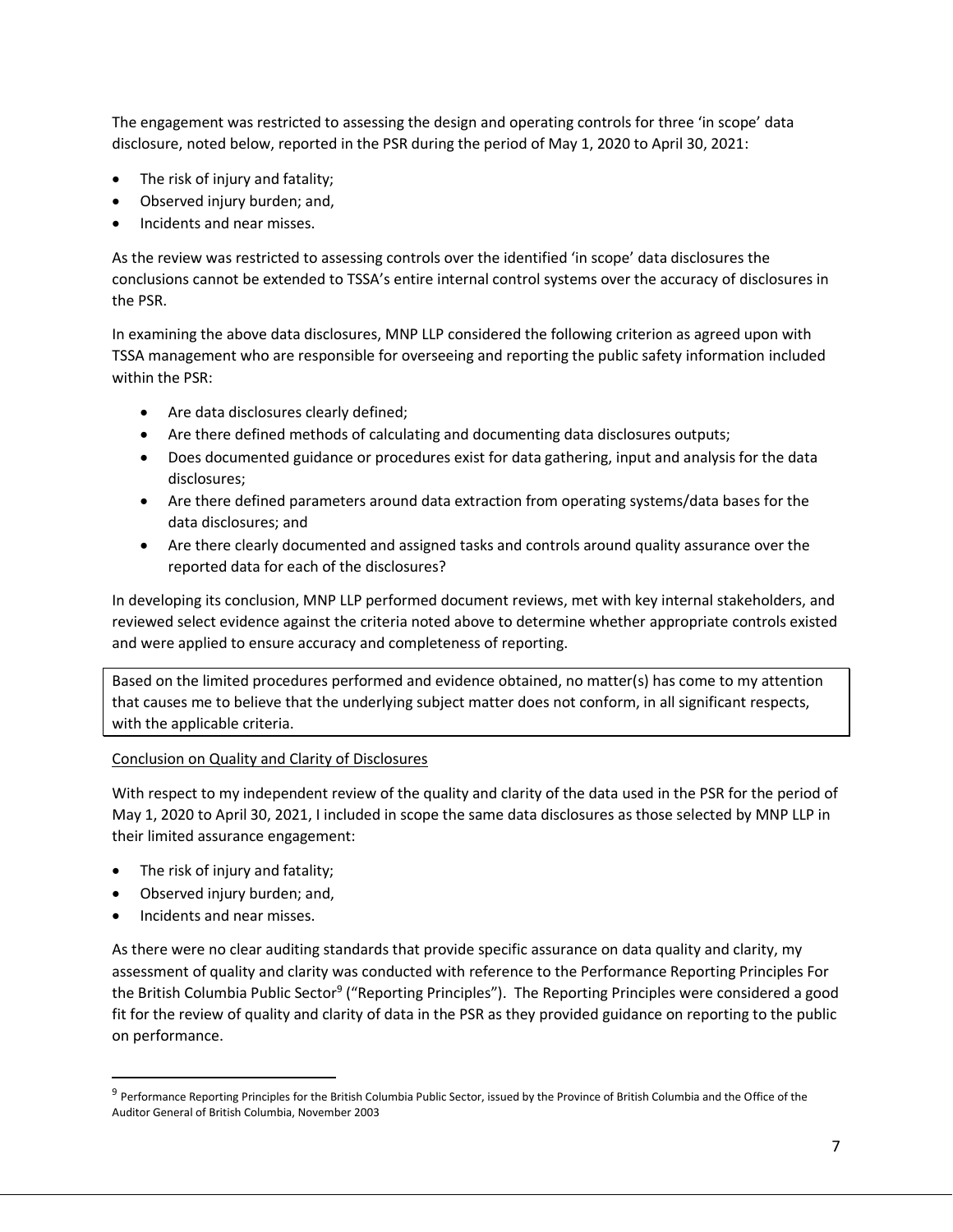The engagement was restricted to assessing the design and operating controls for three 'in scope' data disclosure, noted below, reported in the PSR during the period of May 1, 2020 to April 30, 2021:

- The risk of injury and fatality;
- Observed injury burden; and,
- Incidents and near misses.

As the review was restricted to assessing controls over the identified 'in scope' data disclosures the conclusions cannot be extended to TSSA's entire internal control systems over the accuracy of disclosures in the PSR.

In examining the above data disclosures, MNP LLP considered the following criterion as agreed upon with TSSA management who are responsible for overseeing and reporting the public safety information included within the PSR:

- Are data disclosures clearly defined;
- Are there defined methods of calculating and documenting data disclosures outputs;
- Does documented guidance or procedures exist for data gathering, input and analysis for the data disclosures;
- Are there defined parameters around data extraction from operating systems/data bases for the data disclosures; and
- Are there clearly documented and assigned tasks and controls around quality assurance over the reported data for each of the disclosures?

In developing its conclusion, MNP LLP performed document reviews, met with key internal stakeholders, and reviewed select evidence against the criteria noted above to determine whether appropriate controls existed and were applied to ensure accuracy and completeness of reporting.

Based on the limited procedures performed and evidence obtained, no matter(s) has come to my attention that causes me to believe that the underlying subject matter does not conform, in all significant respects, with the applicable criteria.

Conclusion on Quality and Clarity of Disclosures

With respect to my independent review of the quality and clarity of the data used in the PSR for the period of May 1, 2020 to April 30, 2021, I included in scope the same data disclosures as those selected by MNP LLP in their limited assurance engagement:

- The risk of injury and fatality;
- Observed injury burden; and,
- Incidents and near misses.

As there were no clear auditing standards that provide specific assurance on data quality and clarity, my assessment of quality and clarity was conducted with reference to the Performance Reporting Principles For the British Columbia Public Sector[9] ("Reporting Principles"). The Reporting Principles were considered a good fit for the review of quality and clarity of data in the PSR as they provided guidance on reporting to the public on performance.

[9] Performance Reporting Principles for the British Columbia Public Sector, issued by the Province of British Columbia and the Office of the Auditor General of British Columbia, November 2003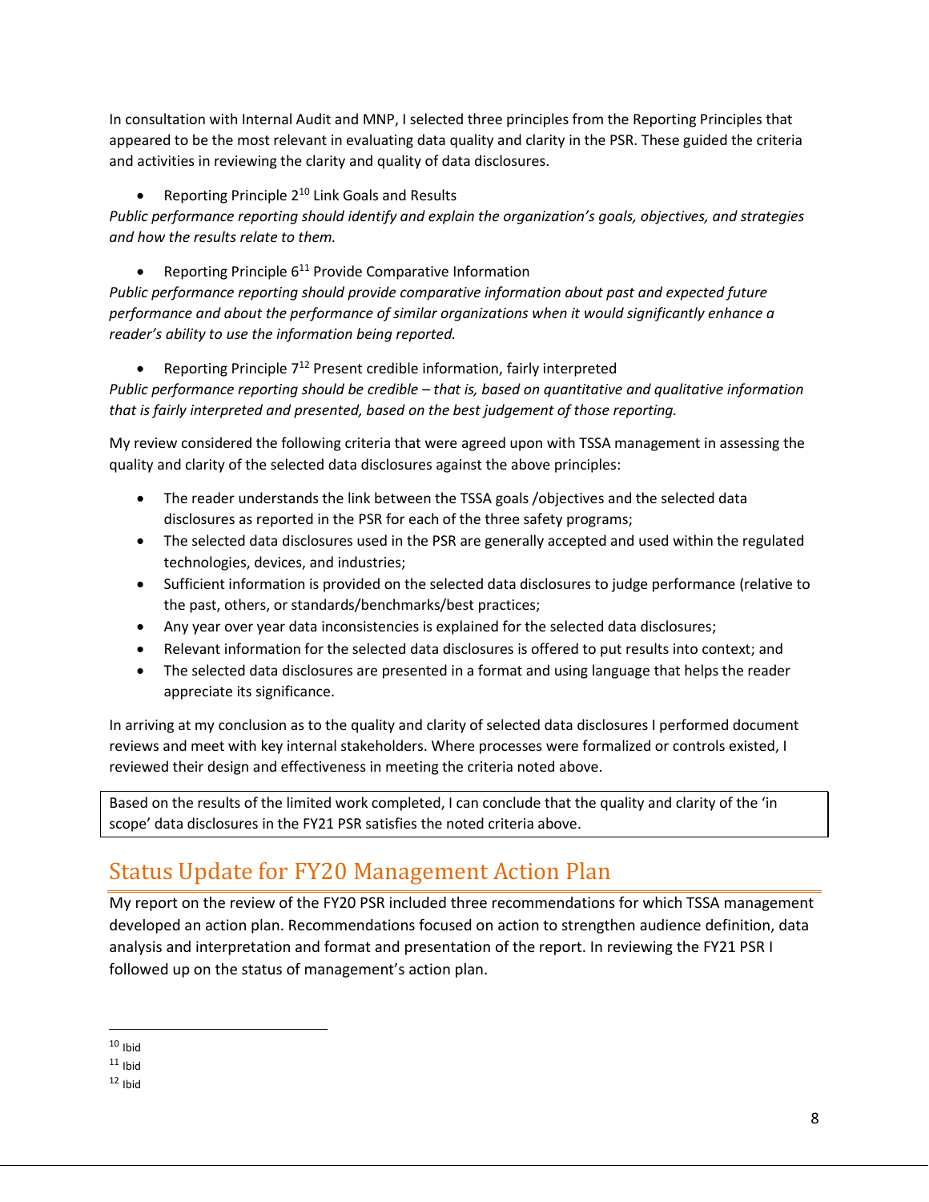In consultation with Internal Audit and MNP, I selected three principles from the Reporting Principles that appeared to be the most relevant in evaluating data quality and clarity in the PSR. These guided the criteria and activities in reviewing the clarity and quality of data disclosures.

- Reporting Principle 2[10] Link Goals and Results

*Public performance reporting should identify and explain the organization's goals, objectives, and strategies and how the results relate to them.*

- Reporting Principle 6[11] Provide Comparative Information

*Public performance reporting should provide comparative information about past and expected future performance and about the performance of similar organizations when it would significantly enhance a reader's ability to use the information being reported.*

- Reporting Principle 7[12] Present credible information, fairly interpreted

*Public performance reporting should be credible – that is, based on quantitative and qualitative information that is fairly interpreted and presented, based on the best judgement of those reporting.*

My review considered the following criteria that were agreed upon with TSSA management in assessing the quality and clarity of the selected data disclosures against the above principles:

- The reader understands the link between the TSSA goals /objectives and the selected data disclosures as reported in the PSR for each of the three safety programs;
- The selected data disclosures used in the PSR are generally accepted and used within the regulated technologies, devices, and industries;
- Sufficient information is provided on the selected data disclosures to judge performance (relative to the past, others, or standards/benchmarks/best practices;
- Any year over year data inconsistencies is explained for the selected data disclosures;
- Relevant information for the selected data disclosures is offered to put results into context; and
- The selected data disclosures are presented in a format and using language that helps the reader appreciate its significance.

In arriving at my conclusion as to the quality and clarity of selected data disclosures I performed document reviews and meet with key internal stakeholders. Where processes were formalized or controls existed, I reviewed their design and effectiveness in meeting the criteria noted above.

Based on the results of the limited work completed, I can conclude that the quality and clarity of the 'in scope' data disclosures in the FY21 PSR satisfies the noted criteria above.

## Status Update for FY20 Management Action Plan

My report on the review of the FY20 PSR included three recommendations for which TSSA management developed an action plan. Recommendations focused on action to strengthen audience definition, data analysis and interpretation and format and presentation of the report. In reviewing the FY21 PSR I followed up on the status of management's action plan.

---

[10] Ibid

[11] Ibid

[12] Ibid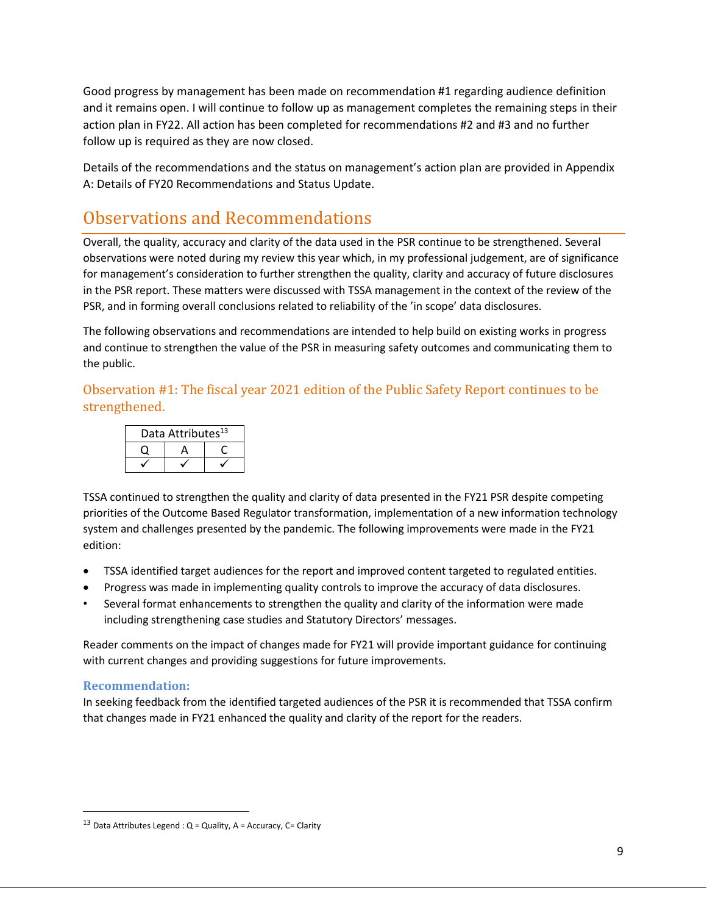Good progress by management has been made on recommendation #1 regarding audience definition and it remains open. I will continue to follow up as management completes the remaining steps in their action plan in FY22. All action has been completed for recommendations #2 and #3 and no further follow up is required as they are now closed.

Details of the recommendations and the status on management's action plan are provided in Appendix A: Details of FY20 Recommendations and Status Update.

## Observations and Recommendations

Overall, the quality, accuracy and clarity of the data used in the PSR continue to be strengthened. Several observations were noted during my review this year which, in my professional judgement, are of significance for management's consideration to further strengthen the quality, clarity and accuracy of future disclosures in the PSR report. These matters were discussed with TSSA management in the context of the review of the PSR, and in forming overall conclusions related to reliability of the 'in scope' data disclosures.

The following observations and recommendations are intended to help build on existing works in progress and continue to strengthen the value of the PSR in measuring safety outcomes and communicating them to the public.

### Observation #1: The fiscal year 2021 edition of the Public Safety Report continues to be strengthened.

| Data Attributes[13] | | |
|---|---|---|
| Q | A | C |
| ✓ | ✓ | ✓ |

TSSA continued to strengthen the quality and clarity of data presented in the FY21 PSR despite competing priorities of the Outcome Based Regulator transformation, implementation of a new information technology system and challenges presented by the pandemic. The following improvements were made in the FY21 edition:

- TSSA identified target audiences for the report and improved content targeted to regulated entities.
- Progress was made in implementing quality controls to improve the accuracy of data disclosures.
- Several format enhancements to strengthen the quality and clarity of the information were made including strengthening case studies and Statutory Directors' messages.

Reader comments on the impact of changes made for FY21 will provide important guidance for continuing with current changes and providing suggestions for future improvements.

#### Recommendation:

In seeking feedback from the identified targeted audiences of the PSR it is recommended that TSSA confirm that changes made in FY21 enhanced the quality and clarity of the report for the readers.

---

[13] Data Attributes Legend : Q = Quality, A = Accuracy, C= Clarity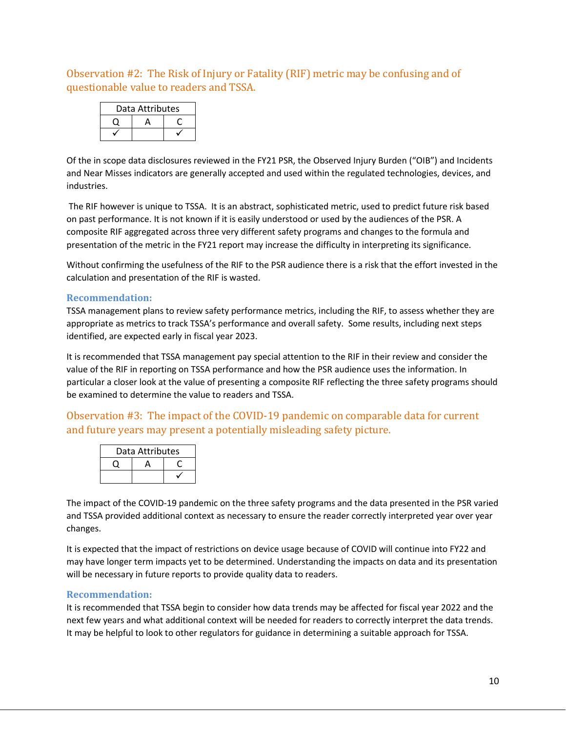## Observation #2: The Risk of Injury or Fatality (RIF) metric may be confusing and of questionable value to readers and TSSA.

| Data Attributes | | |
|---|---|---|
| Q | A | C |
| ✓ | | ✓ |

Of the in scope data disclosures reviewed in the FY21 PSR, the Observed Injury Burden ("OIB") and Incidents and Near Misses indicators are generally accepted and used within the regulated technologies, devices, and industries.

The RIF however is unique to TSSA. It is an abstract, sophisticated metric, used to predict future risk based on past performance. It is not known if it is easily understood or used by the audiences of the PSR. A composite RIF aggregated across three very different safety programs and changes to the formula and presentation of the metric in the FY21 report may increase the difficulty in interpreting its significance.

Without confirming the usefulness of the RIF to the PSR audience there is a risk that the effort invested in the calculation and presentation of the RIF is wasted.

### Recommendation:

TSSA management plans to review safety performance metrics, including the RIF, to assess whether they are appropriate as metrics to track TSSA's performance and overall safety. Some results, including next steps identified, are expected early in fiscal year 2023.

It is recommended that TSSA management pay special attention to the RIF in their review and consider the value of the RIF in reporting on TSSA performance and how the PSR audience uses the information. In particular a closer look at the value of presenting a composite RIF reflecting the three safety programs should be examined to determine the value to readers and TSSA.

## Observation #3: The impact of the COVID-19 pandemic on comparable data for current and future years may present a potentially misleading safety picture.

| Data Attributes | | |
|---|---|---|
| Q | A | C |
| | | ✓ |

The impact of the COVID-19 pandemic on the three safety programs and the data presented in the PSR varied and TSSA provided additional context as necessary to ensure the reader correctly interpreted year over year changes.

It is expected that the impact of restrictions on device usage because of COVID will continue into FY22 and may have longer term impacts yet to be determined. Understanding the impacts on data and its presentation will be necessary in future reports to provide quality data to readers.

### Recommendation:

It is recommended that TSSA begin to consider how data trends may be affected for fiscal year 2022 and the next few years and what additional context will be needed for readers to correctly interpret the data trends. It may be helpful to look to other regulators for guidance in determining a suitable approach for TSSA.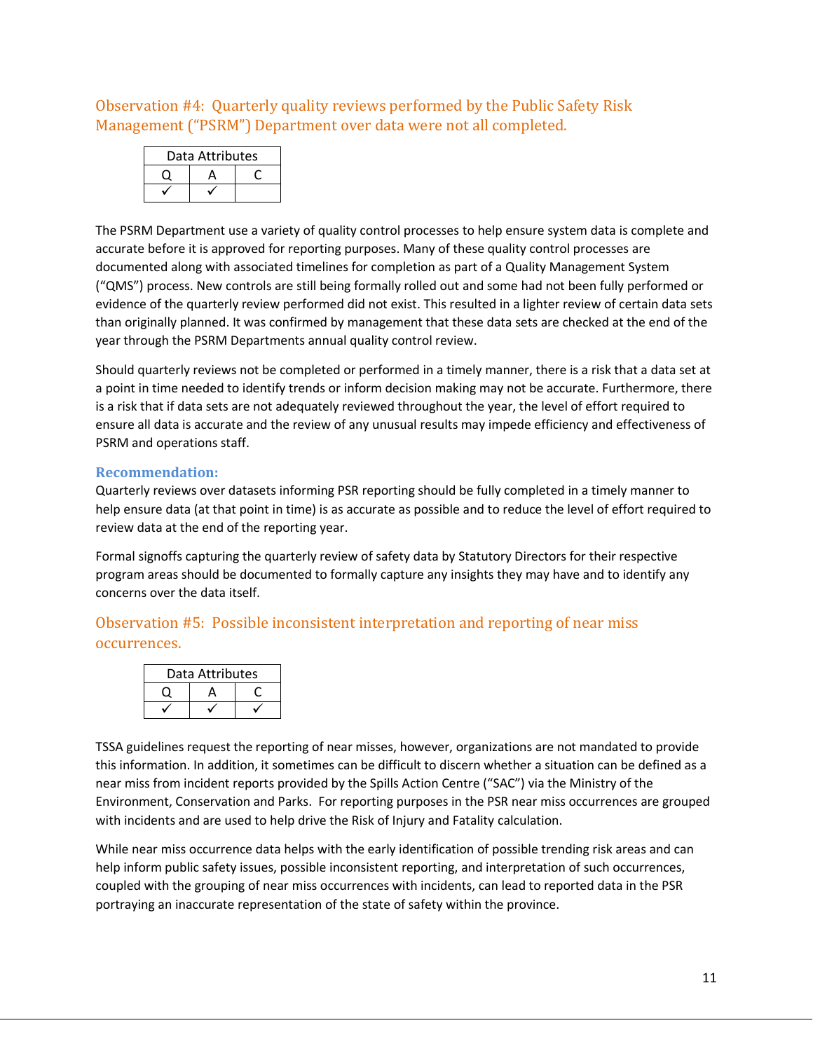## Observation #4: Quarterly quality reviews performed by the Public Safety Risk Management ("PSRM") Department over data were not all completed.

| Data Attributes | | |
|---|---|---|
| Q | A | C |
| ✓ | ✓ | |

The PSRM Department use a variety of quality control processes to help ensure system data is complete and accurate before it is approved for reporting purposes. Many of these quality control processes are documented along with associated timelines for completion as part of a Quality Management System ("QMS") process. New controls are still being formally rolled out and some had not been fully performed or evidence of the quarterly review performed did not exist. This resulted in a lighter review of certain data sets than originally planned. It was confirmed by management that these data sets are checked at the end of the year through the PSRM Departments annual quality control review.

Should quarterly reviews not be completed or performed in a timely manner, there is a risk that a data set at a point in time needed to identify trends or inform decision making may not be accurate. Furthermore, there is a risk that if data sets are not adequately reviewed throughout the year, the level of effort required to ensure all data is accurate and the review of any unusual results may impede efficiency and effectiveness of PSRM and operations staff.

### Recommendation:

Quarterly reviews over datasets informing PSR reporting should be fully completed in a timely manner to help ensure data (at that point in time) is as accurate as possible and to reduce the level of effort required to review data at the end of the reporting year.

Formal signoffs capturing the quarterly review of safety data by Statutory Directors for their respective program areas should be documented to formally capture any insights they may have and to identify any concerns over the data itself.

## Observation #5: Possible inconsistent interpretation and reporting of near miss occurrences.

| Data Attributes | | |
|---|---|---|
| Q | A | C |
| ✓ | ✓ | ✓ |

TSSA guidelines request the reporting of near misses, however, organizations are not mandated to provide this information. In addition, it sometimes can be difficult to discern whether a situation can be defined as a near miss from incident reports provided by the Spills Action Centre ("SAC") via the Ministry of the Environment, Conservation and Parks. For reporting purposes in the PSR near miss occurrences are grouped with incidents and are used to help drive the Risk of Injury and Fatality calculation.

While near miss occurrence data helps with the early identification of possible trending risk areas and can help inform public safety issues, possible inconsistent reporting, and interpretation of such occurrences, coupled with the grouping of near miss occurrences with incidents, can lead to reported data in the PSR portraying an inaccurate representation of the state of safety within the province.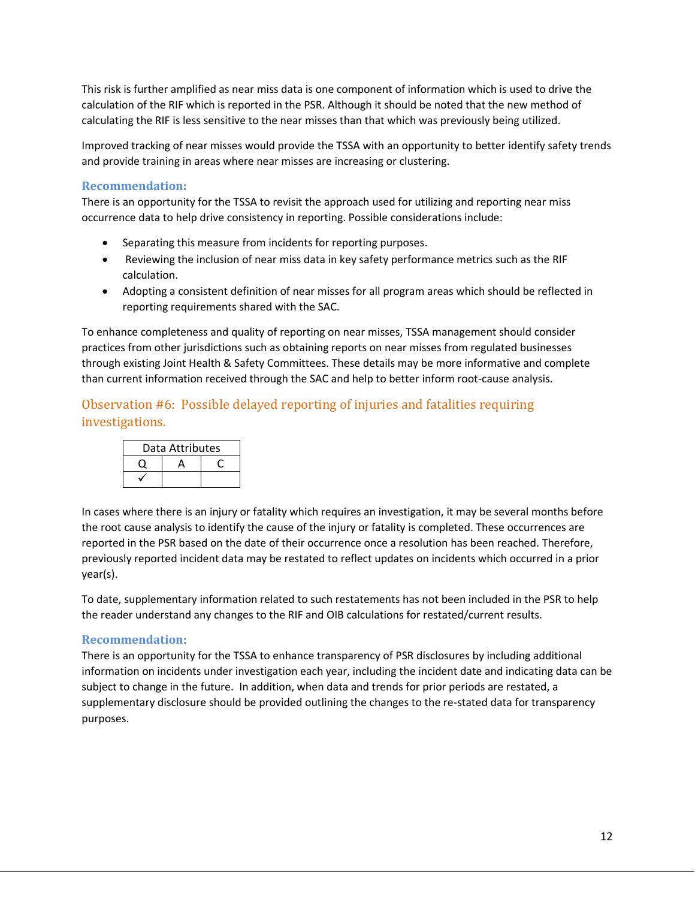This risk is further amplified as near miss data is one component of information which is used to drive the calculation of the RIF which is reported in the PSR. Although it should be noted that the new method of calculating the RIF is less sensitive to the near misses than that which was previously being utilized.

Improved tracking of near misses would provide the TSSA with an opportunity to better identify safety trends and provide training in areas where near misses are increasing or clustering.

### Recommendation:

There is an opportunity for the TSSA to revisit the approach used for utilizing and reporting near miss occurrence data to help drive consistency in reporting. Possible considerations include:

- Separating this measure from incidents for reporting purposes.
- Reviewing the inclusion of near miss data in key safety performance metrics such as the RIF calculation.
- Adopting a consistent definition of near misses for all program areas which should be reflected in reporting requirements shared with the SAC.

To enhance completeness and quality of reporting on near misses, TSSA management should consider practices from other jurisdictions such as obtaining reports on near misses from regulated businesses through existing Joint Health & Safety Committees. These details may be more informative and complete than current information received through the SAC and help to better inform root-cause analysis.

## Observation #6: Possible delayed reporting of injuries and fatalities requiring investigations.

| Data Attributes | | |
|---|---|---|
| Q | A | C |
| ✓ | | |

In cases where there is an injury or fatality which requires an investigation, it may be several months before the root cause analysis to identify the cause of the injury or fatality is completed. These occurrences are reported in the PSR based on the date of their occurrence once a resolution has been reached. Therefore, previously reported incident data may be restated to reflect updates on incidents which occurred in a prior year(s).

To date, supplementary information related to such restatements has not been included in the PSR to help the reader understand any changes to the RIF and OIB calculations for restated/current results.

### Recommendation:

There is an opportunity for the TSSA to enhance transparency of PSR disclosures by including additional information on incidents under investigation each year, including the incident date and indicating data can be subject to change in the future. In addition, when data and trends for prior periods are restated, a supplementary disclosure should be provided outlining the changes to the re-stated data for transparency purposes.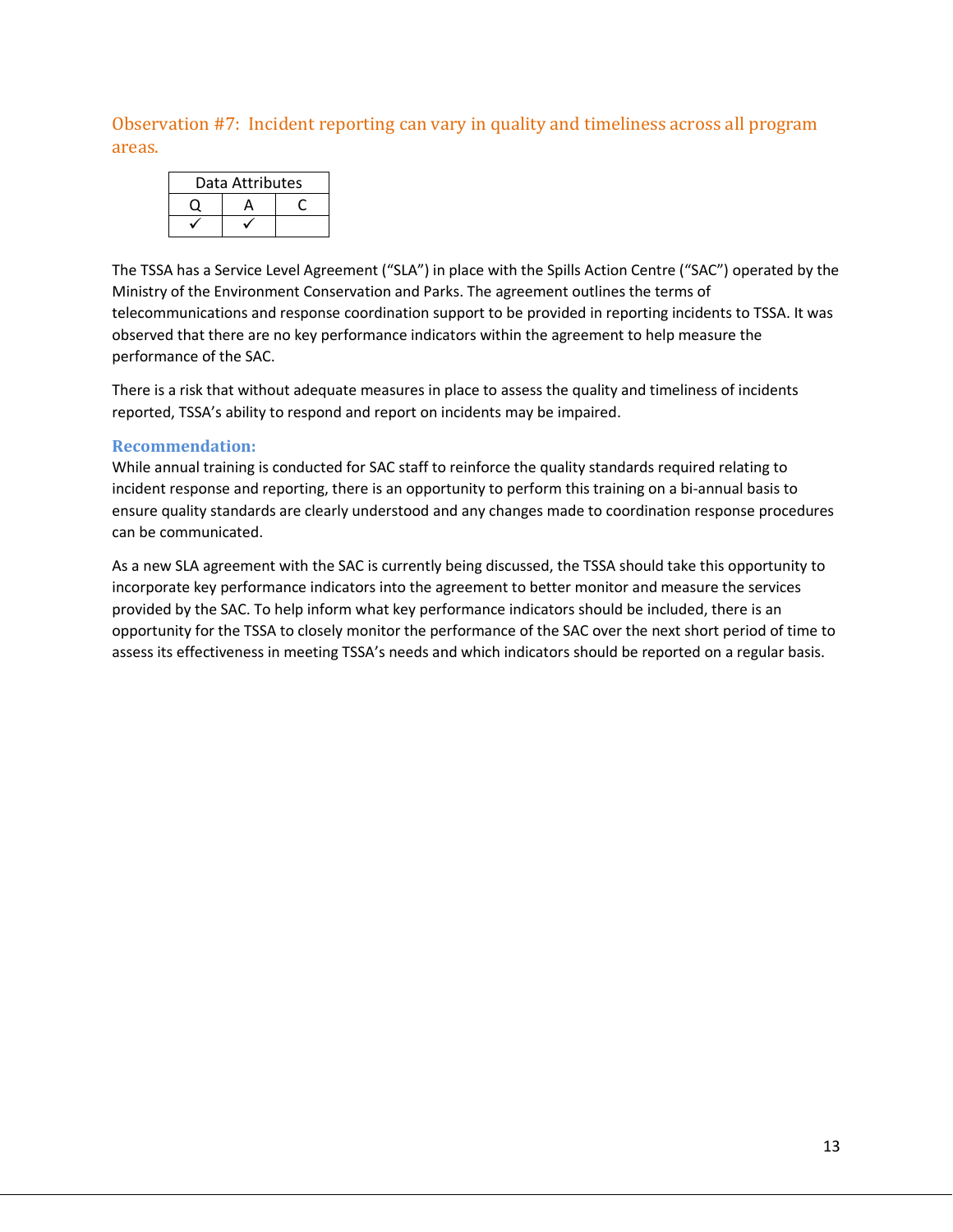## Observation #7: Incident reporting can vary in quality and timeliness across all program areas.

| Data Attributes | | |
|---|---|---|
| Q | A | C |
| ✓ | ✓ | |

The TSSA has a Service Level Agreement ("SLA") in place with the Spills Action Centre ("SAC") operated by the Ministry of the Environment Conservation and Parks. The agreement outlines the terms of telecommunications and response coordination support to be provided in reporting incidents to TSSA. It was observed that there are no key performance indicators within the agreement to help measure the performance of the SAC.

There is a risk that without adequate measures in place to assess the quality and timeliness of incidents reported, TSSA's ability to respond and report on incidents may be impaired.

### Recommendation:

While annual training is conducted for SAC staff to reinforce the quality standards required relating to incident response and reporting, there is an opportunity to perform this training on a bi-annual basis to ensure quality standards are clearly understood and any changes made to coordination response procedures can be communicated.

As a new SLA agreement with the SAC is currently being discussed, the TSSA should take this opportunity to incorporate key performance indicators into the agreement to better monitor and measure the services provided by the SAC. To help inform what key performance indicators should be included, there is an opportunity for the TSSA to closely monitor the performance of the SAC over the next short period of time to assess its effectiveness in meeting TSSA's needs and which indicators should be reported on a regular basis.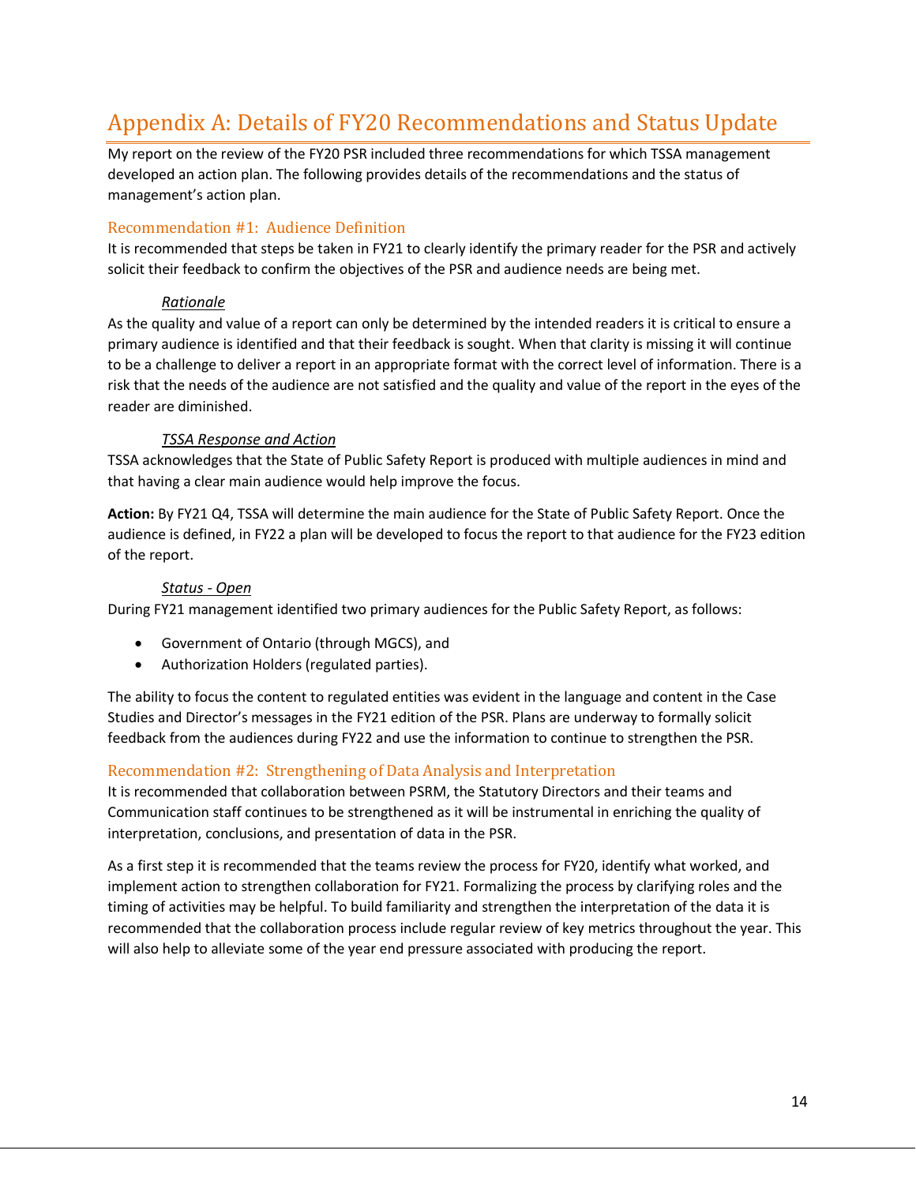# Appendix A: Details of FY20 Recommendations and Status Update

My report on the review of the FY20 PSR included three recommendations for which TSSA management developed an action plan. The following provides details of the recommendations and the status of management's action plan.

## Recommendation #1: Audience Definition

It is recommended that steps be taken in FY21 to clearly identify the primary reader for the PSR and actively solicit their feedback to confirm the objectives of the PSR and audience needs are being met.

***Rationale***

As the quality and value of a report can only be determined by the intended readers it is critical to ensure a primary audience is identified and that their feedback is sought. When that clarity is missing it will continue to be a challenge to deliver a report in an appropriate format with the correct level of information. There is a risk that the needs of the audience are not satisfied and the quality and value of the report in the eyes of the reader are diminished.

***TSSA Response and Action***

TSSA acknowledges that the State of Public Safety Report is produced with multiple audiences in mind and that having a clear main audience would help improve the focus.

**Action:** By FY21 Q4, TSSA will determine the main audience for the State of Public Safety Report. Once the audience is defined, in FY22 a plan will be developed to focus the report to that audience for the FY23 edition of the report.

***Status - Open***

During FY21 management identified two primary audiences for the Public Safety Report, as follows:

- Government of Ontario (through MGCS), and
- Authorization Holders (regulated parties).

The ability to focus the content to regulated entities was evident in the language and content in the Case Studies and Director's messages in the FY21 edition of the PSR. Plans are underway to formally solicit feedback from the audiences during FY22 and use the information to continue to strengthen the PSR.

## Recommendation #2: Strengthening of Data Analysis and Interpretation

It is recommended that collaboration between PSRM, the Statutory Directors and their teams and Communication staff continues to be strengthened as it will be instrumental in enriching the quality of interpretation, conclusions, and presentation of data in the PSR.

As a first step it is recommended that the teams review the process for FY20, identify what worked, and implement action to strengthen collaboration for FY21. Formalizing the process by clarifying roles and the timing of activities may be helpful. To build familiarity and strengthen the interpretation of the data it is recommended that the collaboration process include regular review of key metrics throughout the year. This will also help to alleviate some of the year end pressure associated with producing the report.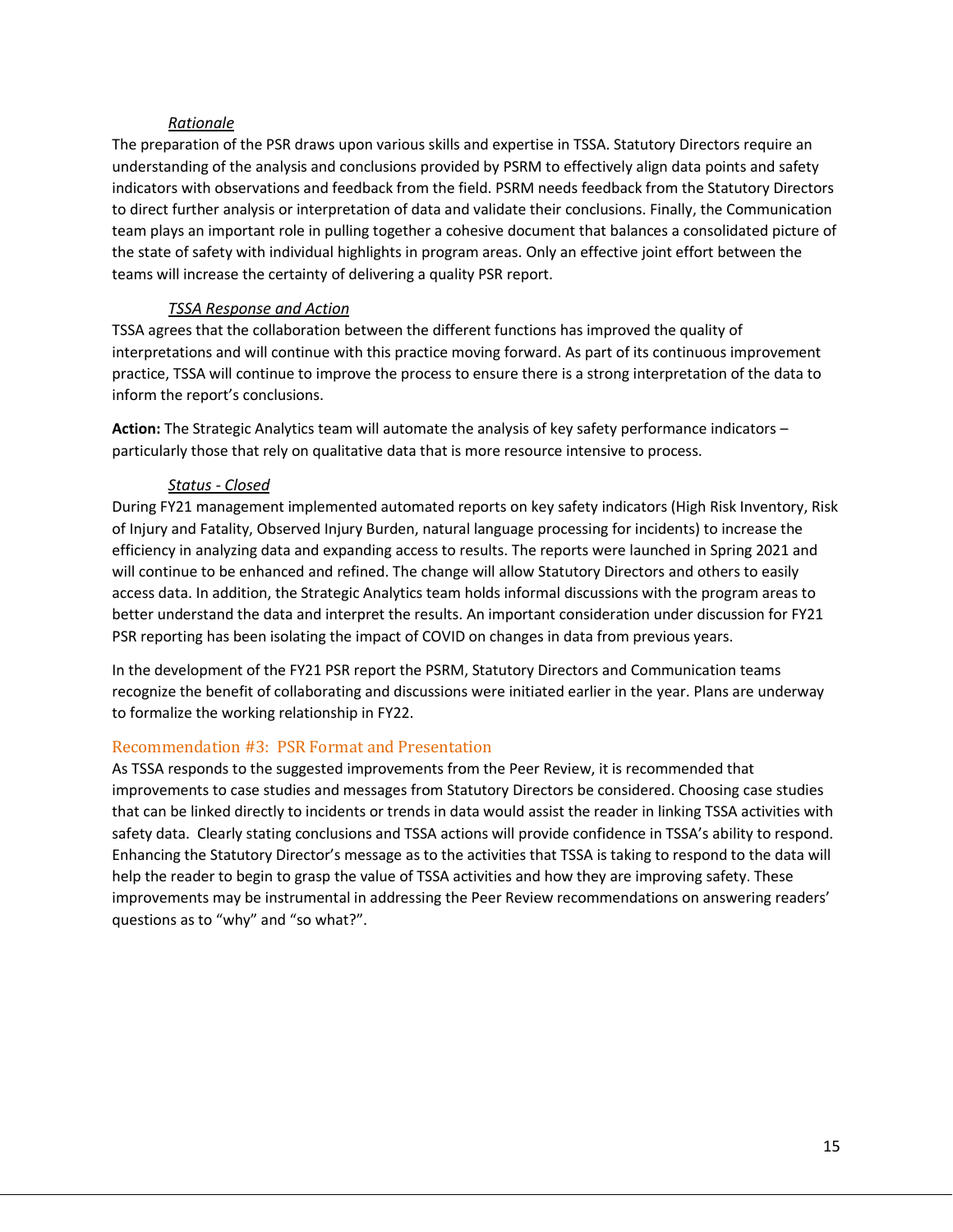*Rationale*

The preparation of the PSR draws upon various skills and expertise in TSSA. Statutory Directors require an understanding of the analysis and conclusions provided by PSRM to effectively align data points and safety indicators with observations and feedback from the field. PSRM needs feedback from the Statutory Directors to direct further analysis or interpretation of data and validate their conclusions. Finally, the Communication team plays an important role in pulling together a cohesive document that balances a consolidated picture of the state of safety with individual highlights in program areas. Only an effective joint effort between the teams will increase the certainty of delivering a quality PSR report.

*TSSA Response and Action*

TSSA agrees that the collaboration between the different functions has improved the quality of interpretations and will continue with this practice moving forward. As part of its continuous improvement practice, TSSA will continue to improve the process to ensure there is a strong interpretation of the data to inform the report's conclusions.

**Action:** The Strategic Analytics team will automate the analysis of key safety performance indicators – particularly those that rely on qualitative data that is more resource intensive to process.

*Status - Closed*

During FY21 management implemented automated reports on key safety indicators (High Risk Inventory, Risk of Injury and Fatality, Observed Injury Burden, natural language processing for incidents) to increase the efficiency in analyzing data and expanding access to results. The reports were launched in Spring 2021 and will continue to be enhanced and refined. The change will allow Statutory Directors and others to easily access data. In addition, the Strategic Analytics team holds informal discussions with the program areas to better understand the data and interpret the results. An important consideration under discussion for FY21 PSR reporting has been isolating the impact of COVID on changes in data from previous years.

In the development of the FY21 PSR report the PSRM, Statutory Directors and Communication teams recognize the benefit of collaborating and discussions were initiated earlier in the year. Plans are underway to formalize the working relationship in FY22.

## Recommendation #3: PSR Format and Presentation

As TSSA responds to the suggested improvements from the Peer Review, it is recommended that improvements to case studies and messages from Statutory Directors be considered. Choosing case studies that can be linked directly to incidents or trends in data would assist the reader in linking TSSA activities with safety data. Clearly stating conclusions and TSSA actions will provide confidence in TSSA's ability to respond. Enhancing the Statutory Director's message as to the activities that TSSA is taking to respond to the data will help the reader to begin to grasp the value of TSSA activities and how they are improving safety. These improvements may be instrumental in addressing the Peer Review recommendations on answering readers' questions as to "why" and "so what?".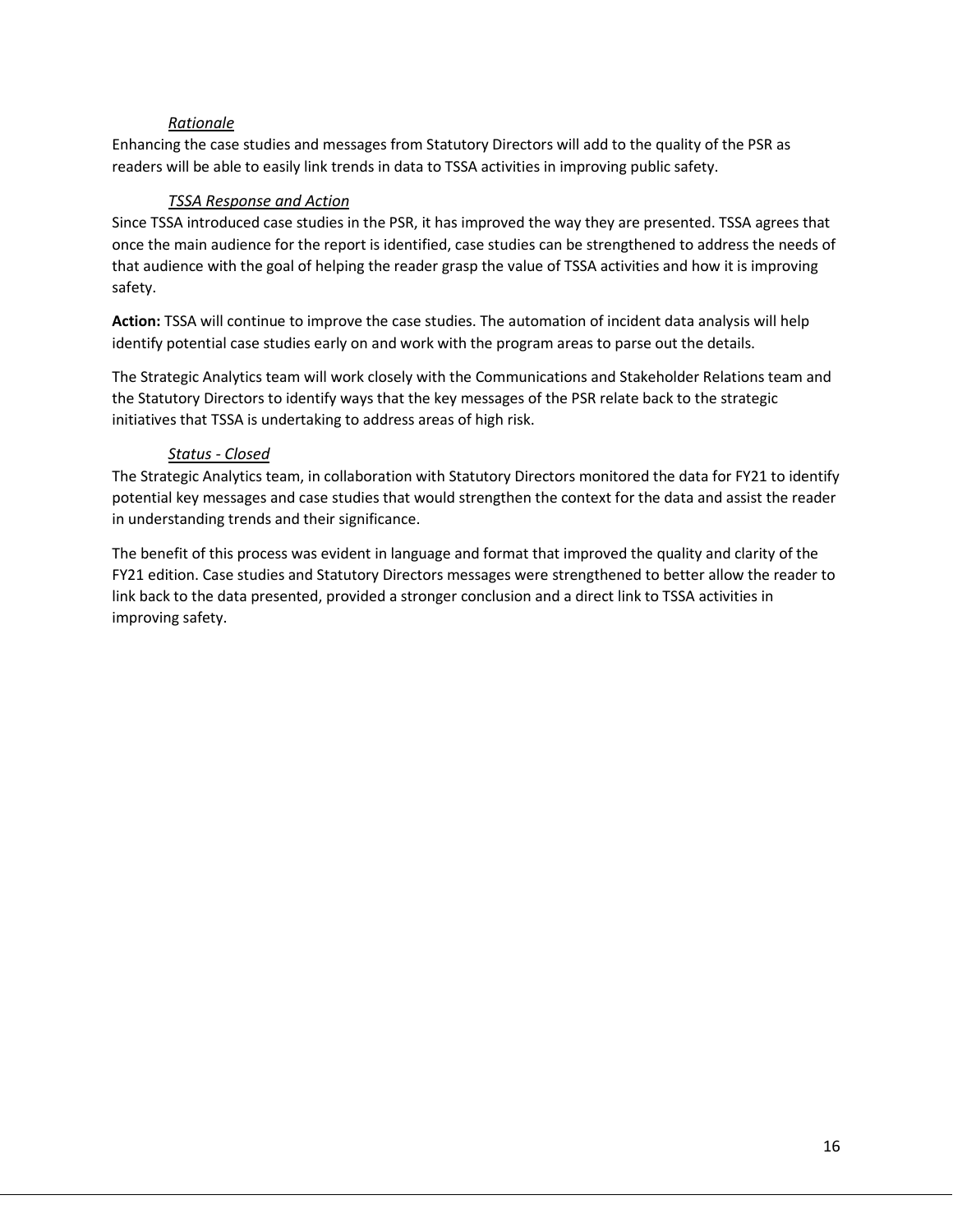*Rationale*

Enhancing the case studies and messages from Statutory Directors will add to the quality of the PSR as readers will be able to easily link trends in data to TSSA activities in improving public safety.

*TSSA Response and Action*

Since TSSA introduced case studies in the PSR, it has improved the way they are presented. TSSA agrees that once the main audience for the report is identified, case studies can be strengthened to address the needs of that audience with the goal of helping the reader grasp the value of TSSA activities and how it is improving safety.

**Action:** TSSA will continue to improve the case studies. The automation of incident data analysis will help identify potential case studies early on and work with the program areas to parse out the details.

The Strategic Analytics team will work closely with the Communications and Stakeholder Relations team and the Statutory Directors to identify ways that the key messages of the PSR relate back to the strategic initiatives that TSSA is undertaking to address areas of high risk.

*Status - Closed*

The Strategic Analytics team, in collaboration with Statutory Directors monitored the data for FY21 to identify potential key messages and case studies that would strengthen the context for the data and assist the reader in understanding trends and their significance.

The benefit of this process was evident in language and format that improved the quality and clarity of the FY21 edition. Case studies and Statutory Directors messages were strengthened to better allow the reader to link back to the data presented, provided a stronger conclusion and a direct link to TSSA activities in improving safety.